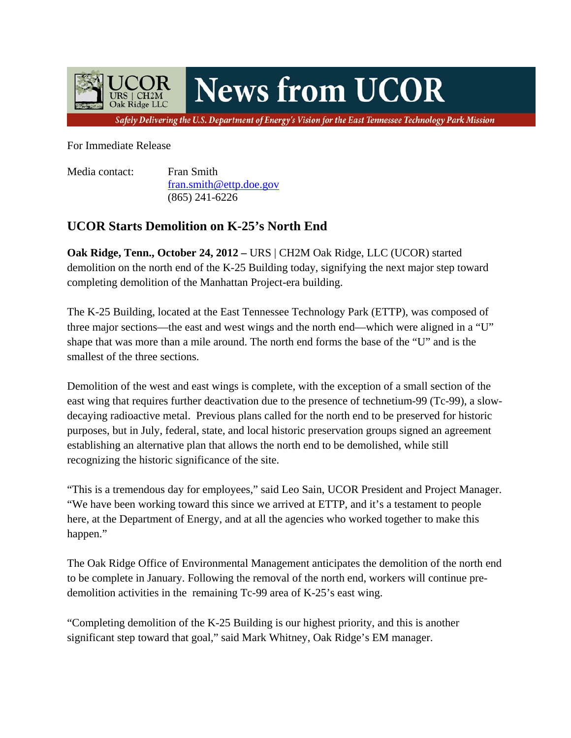# News from UCOR

UCOR
URS | CH2M
Oak Ridge LLC

*Safely Delivering the U.S. Department of Energy's Vision for the East Tennessee Technology Park Mission*

For Immediate Release

Media contact: Fran Smith
fran.smith@ettp.doe.gov
(865) 241-6226

## UCOR Starts Demolition on K-25's North End

**Oak Ridge, Tenn., October 24, 2012 –** URS | CH2M Oak Ridge, LLC (UCOR) started demolition on the north end of the K-25 Building today, signifying the next major step toward completing demolition of the Manhattan Project-era building.

The K-25 Building, located at the East Tennessee Technology Park (ETTP), was composed of three major sections—the east and west wings and the north end—which were aligned in a "U" shape that was more than a mile around. The north end forms the base of the "U" and is the smallest of the three sections.

Demolition of the west and east wings is complete, with the exception of a small section of the east wing that requires further deactivation due to the presence of technetium-99 (Tc-99), a slow-decaying radioactive metal. Previous plans called for the north end to be preserved for historic purposes, but in July, federal, state, and local historic preservation groups signed an agreement establishing an alternative plan that allows the north end to be demolished, while still recognizing the historic significance of the site.

"This is a tremendous day for employees," said Leo Sain, UCOR President and Project Manager. "We have been working toward this since we arrived at ETTP, and it's a testament to people here, at the Department of Energy, and at all the agencies who worked together to make this happen."

The Oak Ridge Office of Environmental Management anticipates the demolition of the north end to be complete in January. Following the removal of the north end, workers will continue pre-demolition activities in the remaining Tc-99 area of K-25's east wing.

"Completing demolition of the K-25 Building is our highest priority, and this is another significant step toward that goal," said Mark Whitney, Oak Ridge's EM manager.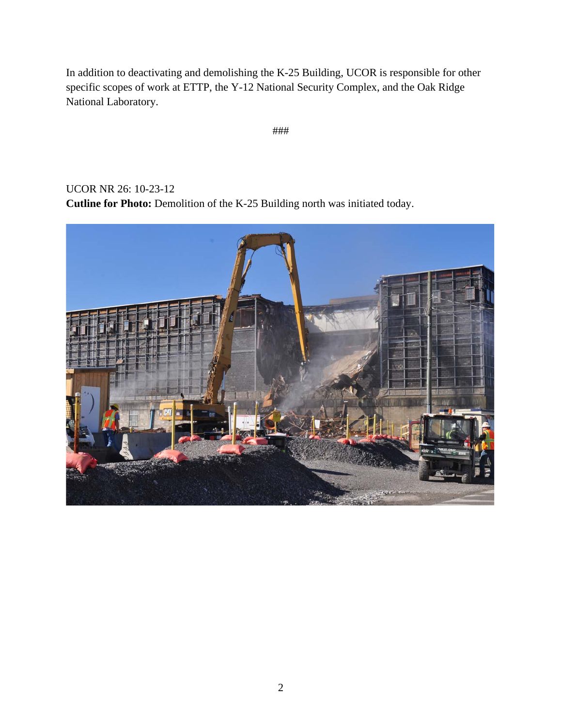In addition to deactivating and demolishing the K-25 Building, UCOR is responsible for other specific scopes of work at ETTP, the Y-12 National Security Complex, and the Oak Ridge National Laboratory.

###

UCOR NR 26: 10-23-12

**Cutline for Photo:** Demolition of the K-25 Building north was initiated today.